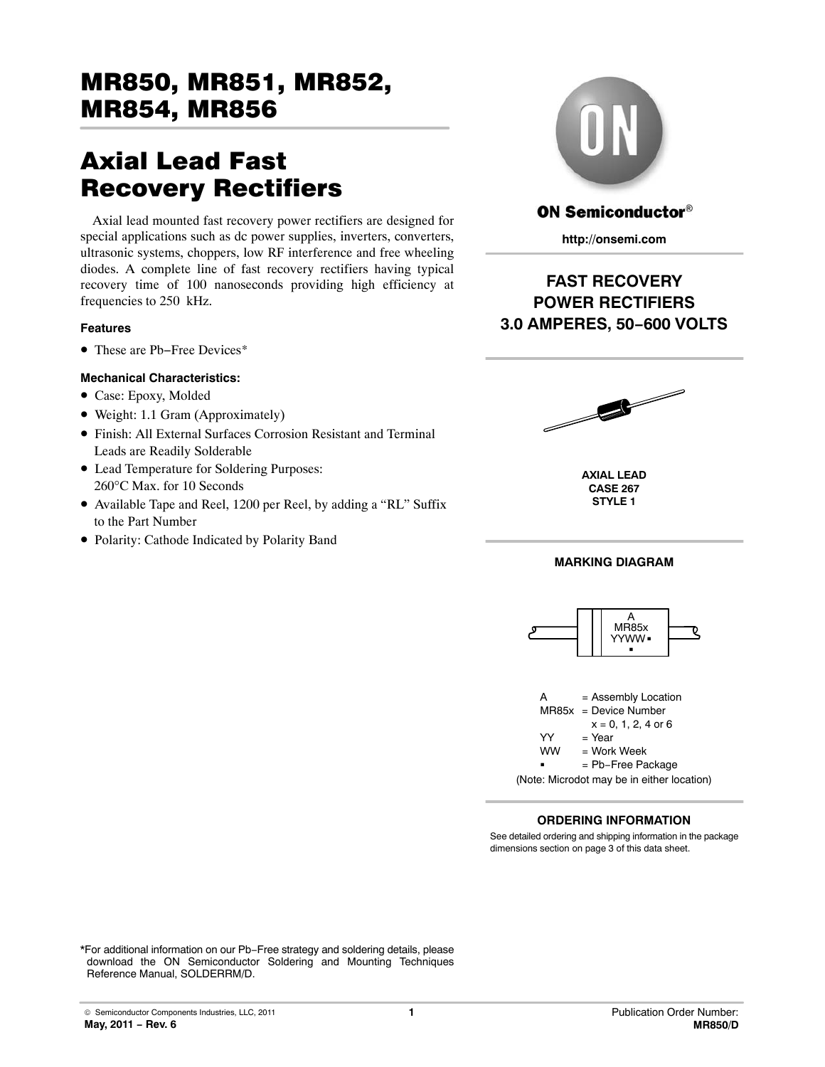# MR850, MR851, MR852, MR854, MR856

## Axial Lead Fast Recovery Rectifiers

Axial lead mounted fast recovery power rectifiers are designed for special applications such as dc power supplies, inverters, converters, ultrasonic systems, choppers, low RF interference and free wheeling diodes. A complete line of fast recovery rectifiers having typical recovery time of 100 nanoseconds providing high efficiency at frequencies to 250 kHz.

### Features

- These are Pb−Free Devices*

### Mechanical Characteristics:

- Case: Epoxy, Molded
- Weight: 1.1 Gram (Approximately)
- Finish: All External Surfaces Corrosion Resistant and Terminal Leads are Readily Solderable
- Lead Temperature for Soldering Purposes: 260°C Max. for 10 Seconds
- Available Tape and Reel, 1200 per Reel, by adding a "RL" Suffix to the Part Number
- Polarity: Cathode Indicated by Polarity Band

ON Semiconductor®

http://onsemi.com

**FAST RECOVERY POWER RECTIFIERS 3.0 AMPERES, 50−600 VOLTS**

AXIAL LEAD
CASE 267
STYLE 1

### MARKING DIAGRAM

A
MR85x
YYWW ▪
▪

A = Assembly Location
MR85x = Device Number
x = 0, 1, 2, 4 or 6
YY = Year
WW = Work Week
▪ = Pb−Free Package
(Note: Microdot may be in either location)

### ORDERING INFORMATION

See detailed ordering and shipping information in the package dimensions section on page 3 of this data sheet.

*For additional information on our Pb−Free strategy and soldering details, please download the ON Semiconductor Soldering and Mounting Techniques Reference Manual, SOLDERRM/D.

© Semiconductor Components Industries, LLC, 2011
May, 2011 − Rev. 6

Publication Order Number:
MR850/D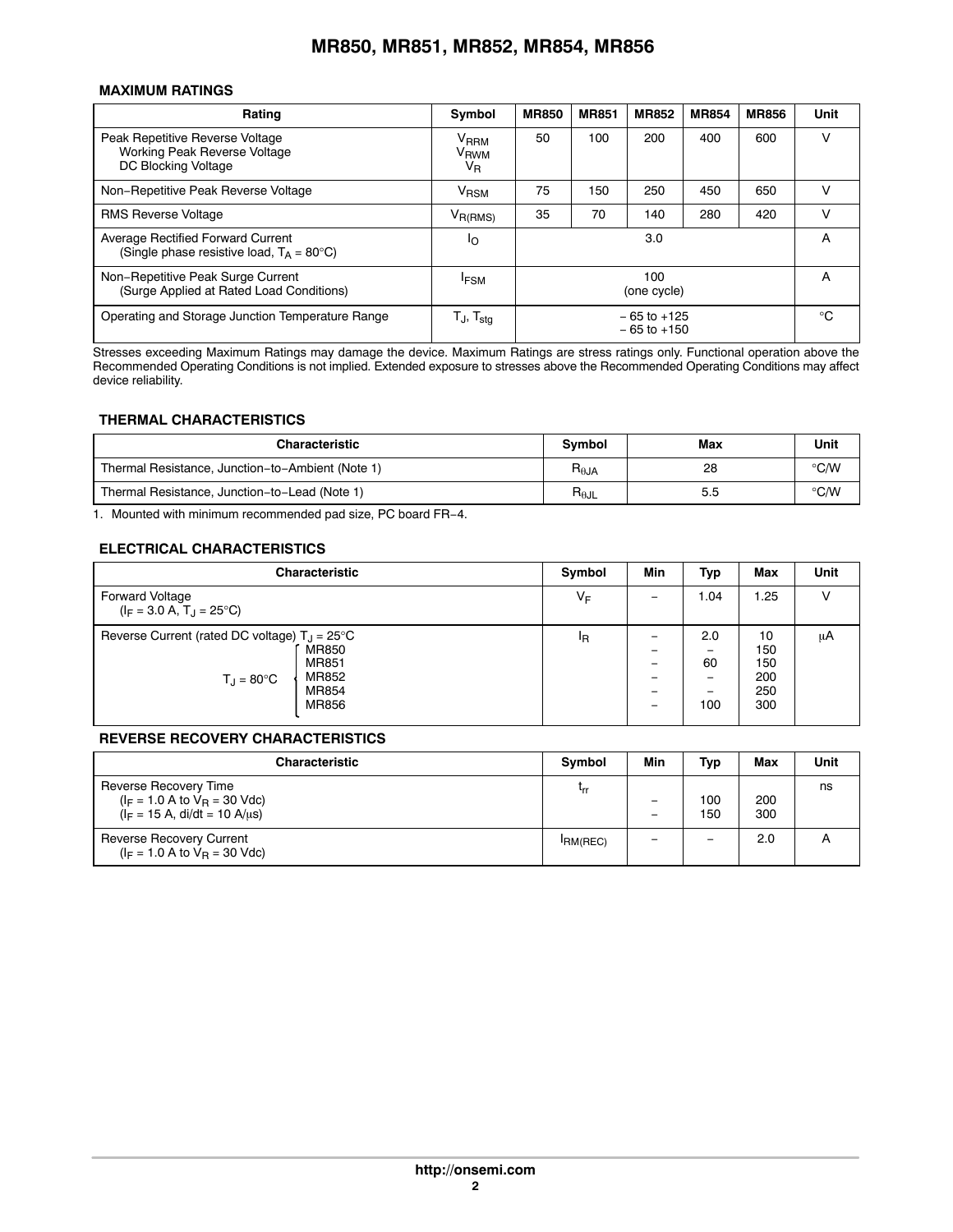## MAXIMUM RATINGS

| Rating | Symbol | MR850 | MR851 | MR852 | MR854 | MR856 | Unit |
|---|---|---|---|---|---|---|---|
| Peak Repetitive Reverse Voltage<br>Working Peak Reverse Voltage<br>DC Blocking Voltage | $V_{RRM}$<br>$V_{RWM}$<br>$V_R$ | 50 | 100 | 200 | 400 | 600 | V |
| Non−Repetitive Peak Reverse Voltage | $V_{RSM}$ | 75 | 150 | 250 | 450 | 650 | V |
| RMS Reverse Voltage | $V_{R(RMS)}$ | 35 | 70 | 140 | 280 | 420 | V |
| Average Rectified Forward Current<br>(Single phase resistive load, $T_A$ = 80°C) | $I_O$ | 3.0 | | | | | A |
| Non−Repetitive Peak Surge Current<br>(Surge Applied at Rated Load Conditions) | $I_{FSM}$ | 100<br>(one cycle) | | | | | A |
| Operating and Storage Junction Temperature Range | $T_J$, $T_{stg}$ | − 65 to +125<br>− 65 to +150 | | | | | °C |

Stresses exceeding Maximum Ratings may damage the device. Maximum Ratings are stress ratings only. Functional operation above the Recommended Operating Conditions is not implied. Extended exposure to stresses above the Recommended Operating Conditions may affect device reliability.

## THERMAL CHARACTERISTICS

| Characteristic | Symbol | Max | Unit |
|---|---|---|---|
| Thermal Resistance, Junction−to−Ambient (Note 1) | $R_{\theta JA}$ | 28 | °C/W |
| Thermal Resistance, Junction−to−Lead (Note 1) | $R_{\theta JL}$ | 5.5 | °C/W |

1. Mounted with minimum recommended pad size, PC board FR−4.

## ELECTRICAL CHARACTERISTICS

| Characteristic | Symbol | Min | Typ | Max | Unit |
|---|---|---|---|---|---|
| Forward Voltage<br>($I_F$ = 3.0 A, $T_J$ = 25°C) | $V_F$ | − | 1.04 | 1.25 | V |
| Reverse Current (rated DC voltage) $T_J$ = 25°C | $I_R$ | − | 2.0 | 10 | μA |
| $T_J$ = 80°C MR850 | | − | − | 150 | |
| $T_J$ = 80°C MR851 | | − | 60 | 150 | |
| $T_J$ = 80°C MR852 | | − | − | 200 | |
| $T_J$ = 80°C MR854 | | − | − | 250 | |
| $T_J$ = 80°C MR856 | | − | 100 | 300 | |

## REVERSE RECOVERY CHARACTERISTICS

| Characteristic | Symbol | Min | Typ | Max | Unit |
|---|---|---|---|---|---|
| Reverse Recovery Time | $t_{rr}$ | | | | ns |
| ($I_F$ = 1.0 A to $V_R$ = 30 Vdc) | | − | 100 | 200 | |
| ($I_F$ = 15 A, di/dt = 10 A/μs) | | − | 150 | 300 | |
| Reverse Recovery Current<br>($I_F$ = 1.0 A to $V_R$ = 30 Vdc) | $I_{RM(REC)}$ | − | − | 2.0 | A |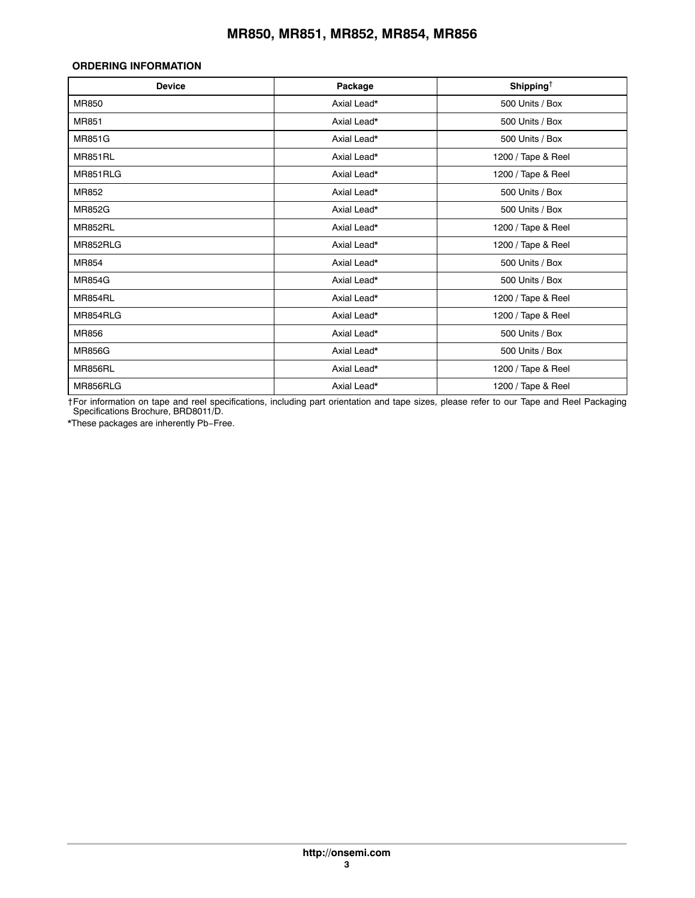### ORDERING INFORMATION

| Device | Package | Shipping† |
|---|---|---|
| MR850 | Axial Lead* | 500 Units / Box |
| MR851 | Axial Lead* | 500 Units / Box |
| MR851G | Axial Lead* | 500 Units / Box |
| MR851RL | Axial Lead* | 1200 / Tape & Reel |
| MR851RLG | Axial Lead* | 1200 / Tape & Reel |
| MR852 | Axial Lead* | 500 Units / Box |
| MR852G | Axial Lead* | 500 Units / Box |
| MR852RL | Axial Lead* | 1200 / Tape & Reel |
| MR852RLG | Axial Lead* | 1200 / Tape & Reel |
| MR854 | Axial Lead* | 500 Units / Box |
| MR854G | Axial Lead* | 500 Units / Box |
| MR854RL | Axial Lead* | 1200 / Tape & Reel |
| MR854RLG | Axial Lead* | 1200 / Tape & Reel |
| MR856 | Axial Lead* | 500 Units / Box |
| MR856G | Axial Lead* | 500 Units / Box |
| MR856RL | Axial Lead* | 1200 / Tape & Reel |
| MR856RLG | Axial Lead* | 1200 / Tape & Reel |

†For information on tape and reel specifications, including part orientation and tape sizes, please refer to our Tape and Reel Packaging Specifications Brochure, BRD8011/D.

*These packages are inherently Pb−Free.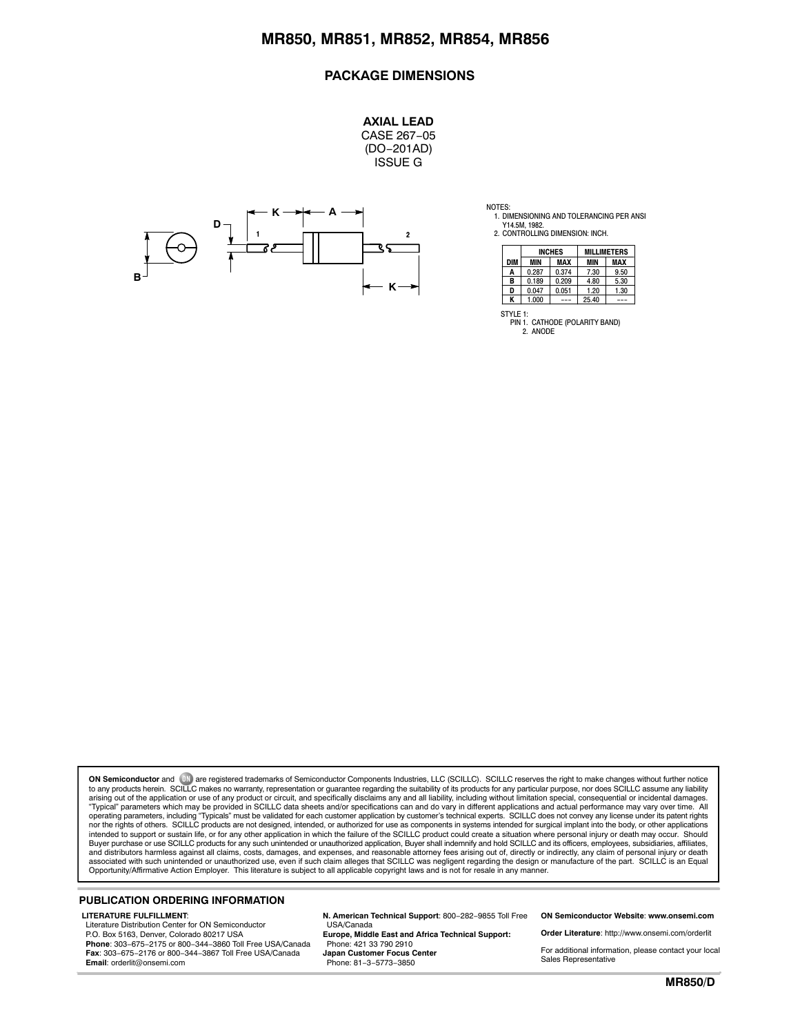## PACKAGE DIMENSIONS

**AXIAL LEAD**
CASE 267−05
(DO−201AD)
ISSUE G

K
A
D
1
2
B
K

NOTES:
1. DIMENSIONING AND TOLERANCING PER ANSI Y14.5M, 1982.
2. CONTROLLING DIMENSION: INCH.

| DIM | INCHES MIN | INCHES MAX | MILLIMETERS MIN | MILLIMETERS MAX |
|---|---|---|---|---|
| A | 0.287 | 0.374 | 7.30 | 9.50 |
| B | 0.189 | 0.209 | 4.80 | 5.30 |
| D | 0.047 | 0.051 | 1.20 | 1.30 |
| K | 1.000 | --- | 25.40 | --- |

STYLE 1:
PIN 1. CATHODE (POLARITY BAND)
2. ANODE

**ON Semiconductor** and ON are registered trademarks of Semiconductor Components Industries, LLC (SCILLC). SCILLC reserves the right to make changes without further notice to any products herein. SCILLC makes no warranty, representation or guarantee regarding the suitability of its products for any particular purpose, nor does SCILLC assume any liability arising out of the application or use of any product or circuit, and specifically disclaims any and all liability, including without limitation special, consequential or incidental damages. "Typical" parameters which may be provided in SCILLC data sheets and/or specifications can and do vary in different applications and actual performance may vary over time. All operating parameters, including "Typicals" must be validated for each customer application by customer's technical experts. SCILLC does not convey any license under its patent rights nor the rights of others. SCILLC products are not designed, intended, or authorized for use as components in systems intended for surgical implant into the body, or other applications intended to support or sustain life, or for any other application in which the failure of the SCILLC product could create a situation where personal injury or death may occur. Should Buyer purchase or use SCILLC products for any such unintended or unauthorized application, Buyer shall indemnify and hold SCILLC and its officers, employees, subsidiaries, affiliates, and distributors harmless against all claims, costs, damages, and expenses, and reasonable attorney fees arising out of, directly or indirectly, any claim of personal injury or death associated with such unintended or unauthorized use, even if such claim alleges that SCILLC was negligent regarding the design or manufacture of the part. SCILLC is an Equal Opportunity/Affirmative Action Employer. This literature is subject to all applicable copyright laws and is not for resale in any manner.

### PUBLICATION ORDERING INFORMATION

**LITERATURE FULFILLMENT**:
Literature Distribution Center for ON Semiconductor
P.O. Box 5163, Denver, Colorado 80217 USA
**Phone**: 303−675−2175 or 800−344−3860 Toll Free USA/Canada
**Fax**: 303−675−2176 or 800−344−3867 Toll Free USA/Canada
**Email**: orderlit@onsemi.com

**N. American Technical Support**: 800−282−9855 Toll Free USA/Canada
**Europe, Middle East and Africa Technical Support:**
Phone: 421 33 790 2910
**Japan Customer Focus Center**
Phone: 81−3−5773−3850

**ON Semiconductor Website**: **www.onsemi.com**

**Order Literature**: http://www.onsemi.com/orderlit

For additional information, please contact your local Sales Representative

**MR850/D**